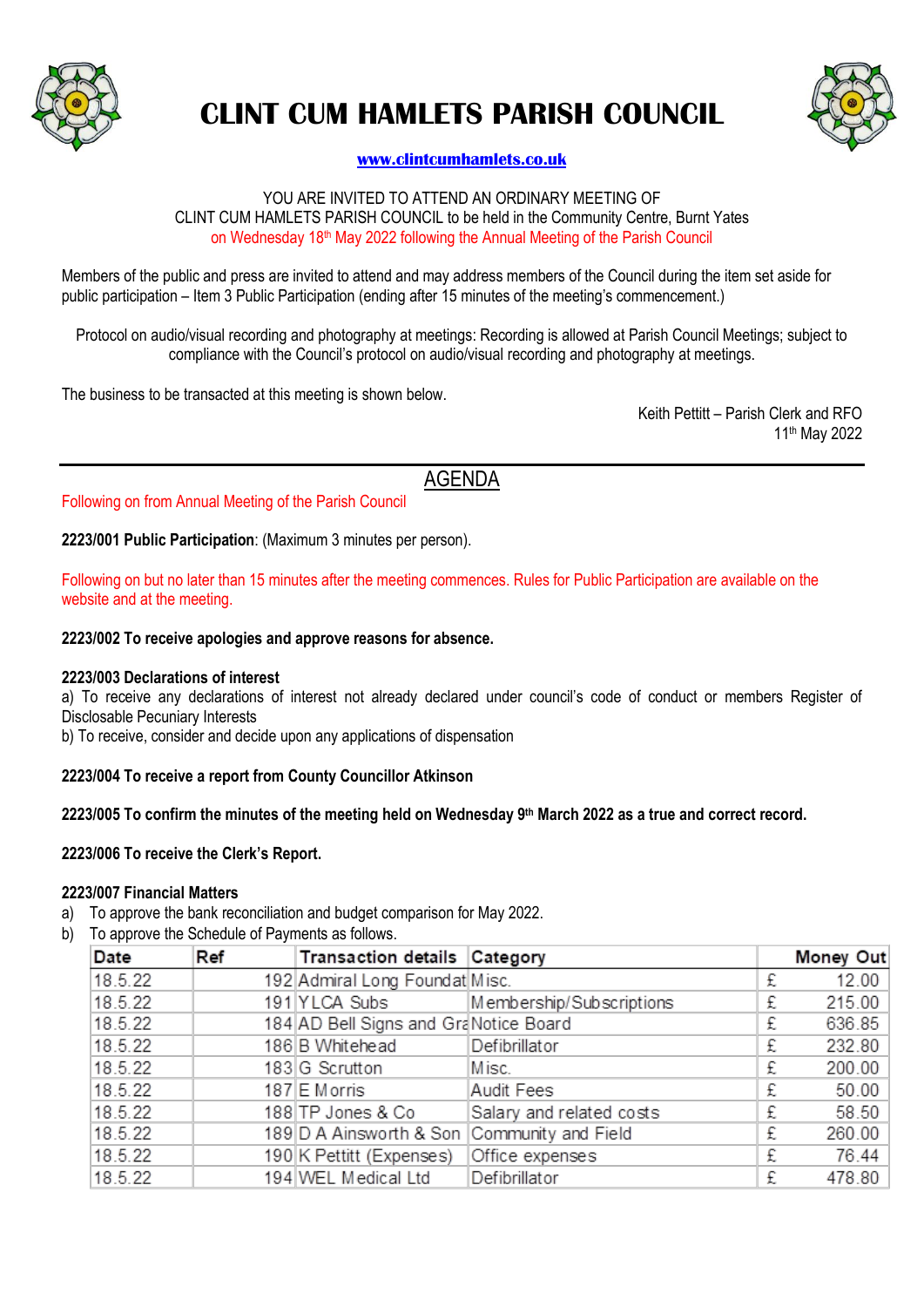# CLINT CUM HAMLETS PARISH COUNCIL

**www.clintcumhamlets.co.uk**

YOU ARE INVITED TO ATTEND AN ORDINARY MEETING OF
CLINT CUM HAMLETS PARISH COUNCIL to be held in the Community Centre, Burnt Yates
on Wednesday 18th May 2022 following the Annual Meeting of the Parish Council

Members of the public and press are invited to attend and may address members of the Council during the item set aside for public participation – Item 3 Public Participation (ending after 15 minutes of the meeting's commencement.)

Protocol on audio/visual recording and photography at meetings: Recording is allowed at Parish Council Meetings; subject to compliance with the Council's protocol on audio/visual recording and photography at meetings.

The business to be transacted at this meeting is shown below.

Keith Pettitt – Parish Clerk and RFO
11th May 2022

---

## AGENDA

Following on from Annual Meeting of the Parish Council

**2223/001 Public Participation**: (Maximum 3 minutes per person).

Following on but no later than 15 minutes after the meeting commences. Rules for Public Participation are available on the website and at the meeting.

**2223/002 To receive apologies and approve reasons for absence.**

**2223/003 Declarations of interest**

a) To receive any declarations of interest not already declared under council's code of conduct or members Register of Disclosable Pecuniary Interests

b) To receive, consider and decide upon any applications of dispensation

**2223/004 To receive a report from County Councillor Atkinson**

**2223/005 To confirm the minutes of the meeting held on Wednesday 9th March 2022 as a true and correct record.**

**2223/006 To receive the Clerk's Report.**

**2223/007 Financial Matters**

a) To approve the bank reconciliation and budget comparison for May 2022.

b) To approve the Schedule of Payments as follows.

| Date | Ref | Transaction details | Category | | Money Out |
|---|---|---|---|---|---|
| 18.5.22 | 192 | Admiral Long Foundat | Misc. | £ | 12.00 |
| 18.5.22 | 191 | YLCA Subs | Membership/Subscriptions | £ | 215.00 |
| 18.5.22 | 184 | AD Bell Signs and Gra | Notice Board | £ | 636.85 |
| 18.5.22 | 186 | B Whitehead | Defibrillator | £ | 232.80 |
| 18.5.22 | 183 | G Scrutton | Misc. | £ | 200.00 |
| 18.5.22 | 187 | E Morris | Audit Fees | £ | 50.00 |
| 18.5.22 | 188 | TP Jones & Co | Salary and related costs | £ | 58.50 |
| 18.5.22 | 189 | D A Ainsworth & Son | Community and Field | £ | 260.00 |
| 18.5.22 | 190 | K Pettitt (Expenses) | Office expenses | £ | 76.44 |
| 18.5.22 | 194 | WEL Medical Ltd | Defibrillator | £ | 478.80 |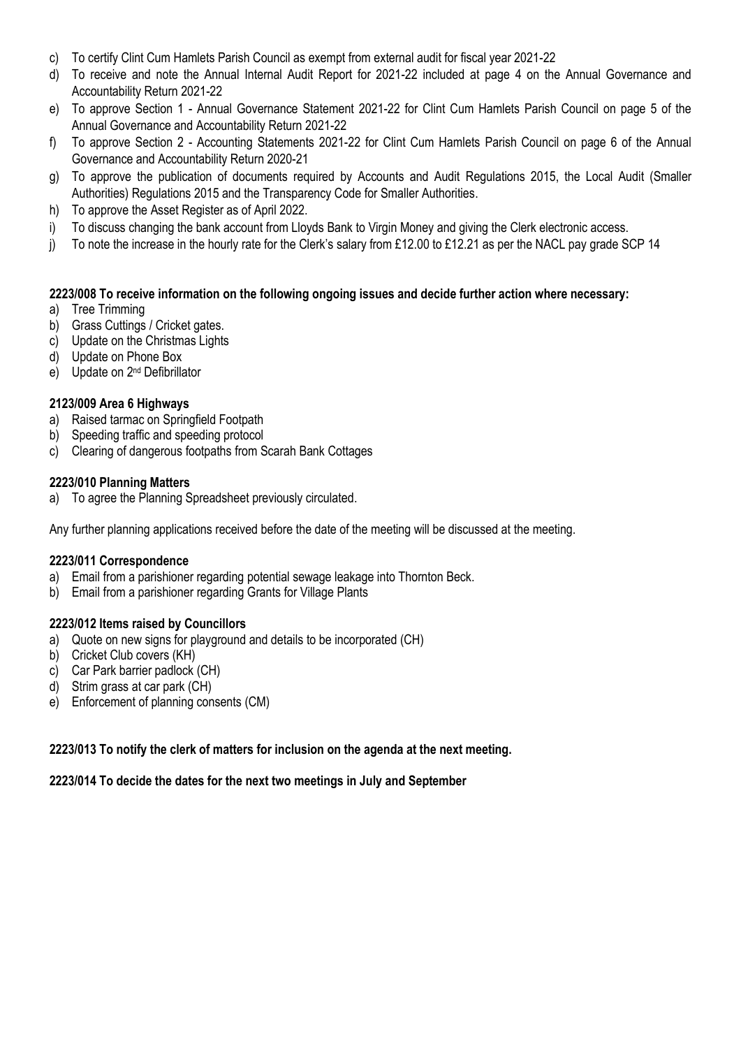c) To certify Clint Cum Hamlets Parish Council as exempt from external audit for fiscal year 2021-22
d) To receive and note the Annual Internal Audit Report for 2021-22 included at page 4 on the Annual Governance and Accountability Return 2021-22
e) To approve Section 1 - Annual Governance Statement 2021-22 for Clint Cum Hamlets Parish Council on page 5 of the Annual Governance and Accountability Return 2021-22
f) To approve Section 2 - Accounting Statements 2021-22 for Clint Cum Hamlets Parish Council on page 6 of the Annual Governance and Accountability Return 2020-21
g) To approve the publication of documents required by Accounts and Audit Regulations 2015, the Local Audit (Smaller Authorities) Regulations 2015 and the Transparency Code for Smaller Authorities.
h) To approve the Asset Register as of April 2022.
i) To discuss changing the bank account from Lloyds Bank to Virgin Money and giving the Clerk electronic access.
j) To note the increase in the hourly rate for the Clerk's salary from £12.00 to £12.21 as per the NACL pay grade SCP 14

**2223/008 To receive information on the following ongoing issues and decide further action where necessary:**

a) Tree Trimming
b) Grass Cuttings / Cricket gates.
c) Update on the Christmas Lights
d) Update on Phone Box
e) Update on 2nd Defibrillator

**2123/009 Area 6 Highways**

a) Raised tarmac on Springfield Footpath
b) Speeding traffic and speeding protocol
c) Clearing of dangerous footpaths from Scarah Bank Cottages

**2223/010 Planning Matters**

a) To agree the Planning Spreadsheet previously circulated.

Any further planning applications received before the date of the meeting will be discussed at the meeting.

**2223/011 Correspondence**

a) Email from a parishioner regarding potential sewage leakage into Thornton Beck.
b) Email from a parishioner regarding Grants for Village Plants

**2223/012 Items raised by Councillors**

a) Quote on new signs for playground and details to be incorporated (CH)
b) Cricket Club covers (KH)
c) Car Park barrier padlock (CH)
d) Strim grass at car park (CH)
e) Enforcement of planning consents (CM)

**2223/013 To notify the clerk of matters for inclusion on the agenda at the next meeting.**

**2223/014 To decide the dates for the next two meetings in July and September**